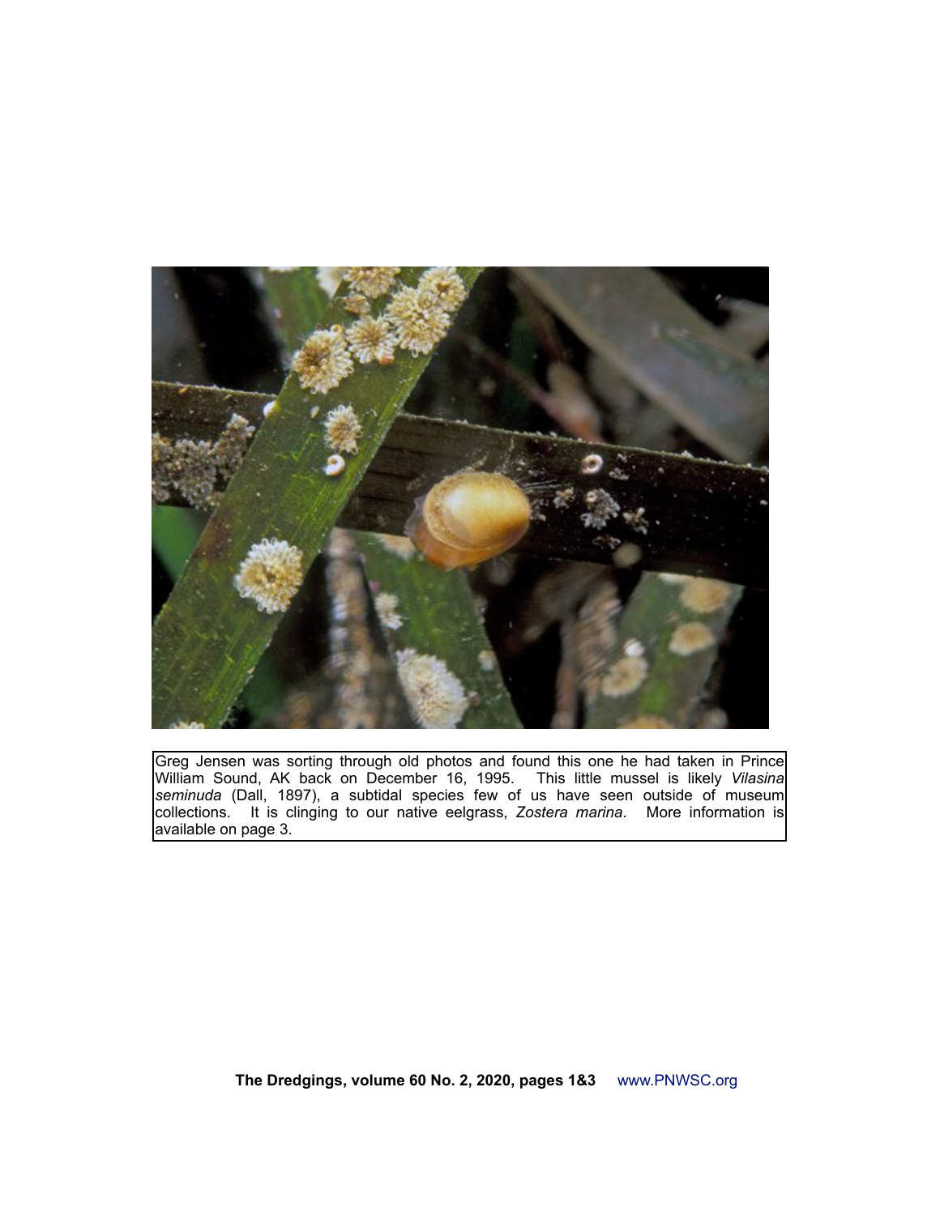Greg Jensen was sorting through old photos and found this one he had taken in Prince William Sound, AK back on December 16, 1995. This little mussel is likely *Vilasina seminuda* (Dall, 1897), a subtidal species few of us have seen outside of museum collections. It is clinging to our native eelgrass, *Zostera marina*. More information is available on page 3.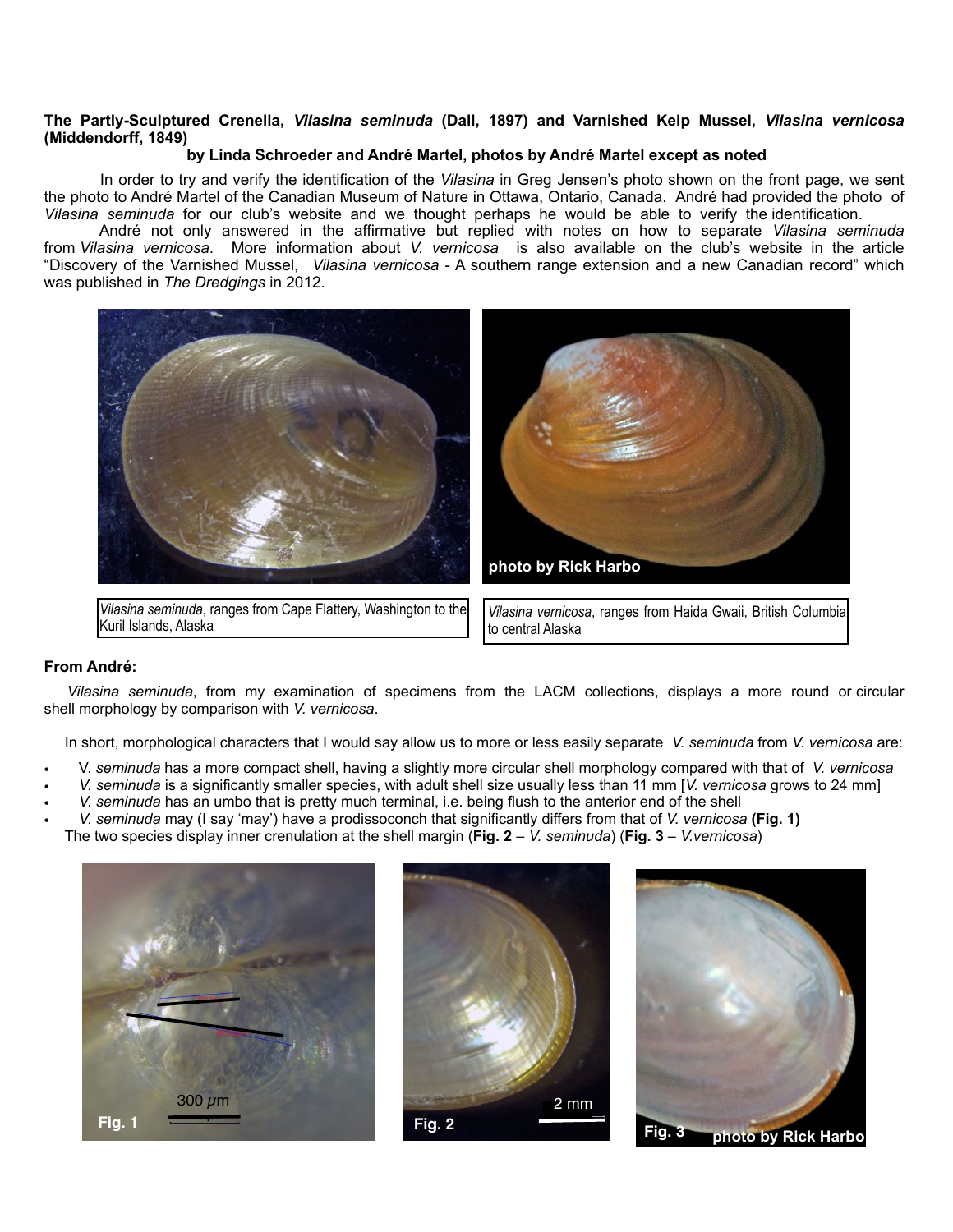**The Partly-Sculptured Crenella, *Vilasina seminuda* (Dall, 1897) and Varnished Kelp Mussel, *Vilasina vernicosa* (Middendorff, 1849)**

**by Linda Schroeder and André Martel, photos by André Martel except as noted**

In order to try and verify the identification of the *Vilasina* in Greg Jensen's photo shown on the front page, we sent the photo to André Martel of the Canadian Museum of Nature in Ottawa, Ontario, Canada. André had provided the photo of *Vilasina seminuda* for our club's website and we thought perhaps he would be able to verify the identification.

André not only answered in the affirmative but replied with notes on how to separate *Vilasina seminuda* from *Vilasina vernicosa*. More information about *V. vernicosa* is also available on the club's website in the article "Discovery of the Varnished Mussel, *Vilasina vernicosa* - A southern range extension and a new Canadian record" which was published in *The Dredgings* in 2012.

*Vilasina seminuda*, ranges from Cape Flattery, Washington to the Kuril Islands, Alaska

photo by Rick Harbo

*Vilasina vernicosa*, ranges from Haida Gwaii, British Columbia to central Alaska

**From André:**

*Vilasina seminuda*, from my examination of specimens from the LACM collections, displays a more round or circular shell morphology by comparison with *V. vernicosa*.

In short, morphological characters that I would say allow us to more or less easily separate *V. seminuda* from *V. vernicosa* are:

- V. *seminuda* has a more compact shell, having a slightly more circular shell morphology compared with that of *V. vernicosa*
- *V. seminuda* is a significantly smaller species, with adult shell size usually less than 11 mm [*V. vernicosa* grows to 24 mm]
- *V. seminuda* has an umbo that is pretty much terminal, i.e. being flush to the anterior end of the shell
- *V. seminuda* may (I say 'may') have a prodissoconch that significantly differs from that of *V. vernicosa* **(Fig. 1)**

The two species display inner crenulation at the shell margin (**Fig. 2** – *V. seminuda*) (**Fig. 3** – *V.vernicosa*)

300 $\mu$m

**Fig. 1**

2 mm

**Fig. 2**

**Fig. 3** photo by Rick Harbo